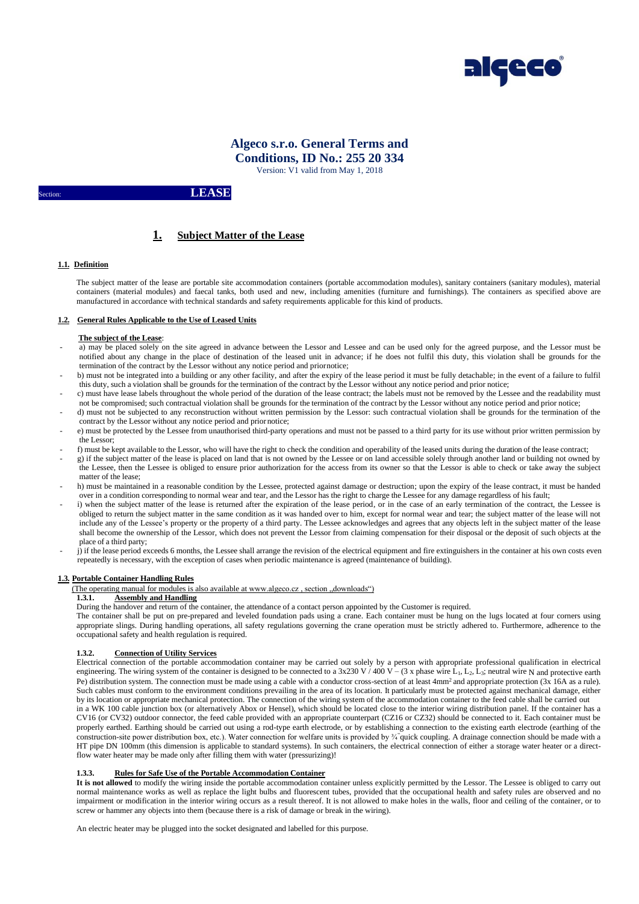# Algeco s.r.o. General Terms and Conditions, ID No.: 255 20 334

Version: V1 valid from May 1, 2018

Section: **LEASE**

## 1. Subject Matter of the Lease

### 1.1. Definition

The subject matter of the lease are portable site accommodation containers (portable accommodation modules), sanitary containers (sanitary modules), material containers (material modules) and faecal tanks, both used and new, including amenities (furniture and furnishings). The containers as specified above are manufactured in accordance with technical standards and safety requirements applicable for this kind of products.

### 1.2. General Rules Applicable to the Use of Leased Units

**The subject of the Lease**:

- a) may be placed solely on the site agreed in advance between the Lessor and Lessee and can be used only for the agreed purpose, and the Lessor must be notified about any change in the place of destination of the leased unit in advance; if he does not fulfil this duty, this violation shall be grounds for the termination of the contract by the Lessor without any notice period and prior notice;
- b) must not be integrated into a building or any other facility, and after the expiry of the lease period it must be fully detachable; in the event of a failure to fulfil this duty, such a violation shall be grounds for the termination of the contract by the Lessor without any notice period and prior notice;
- c) must have lease labels throughout the whole period of the duration of the lease contract; the labels must not be removed by the Lessee and the readability must not be compromised; such contractual violation shall be grounds for the termination of the contract by the Lessor without any notice period and prior notice;
- d) must not be subjected to any reconstruction without written permission by the Lessor: such contractual violation shall be grounds for the termination of the contract by the Lessor without any notice period and prior notice;
- e) must be protected by the Lessee from unauthorised third-party operations and must not be passed to a third party for its use without prior written permission by the Lessor;
- f) must be kept available to the Lessor, who will have the right to check the condition and operability of the leased units during the duration of the lease contract;
- g) if the subject matter of the lease is placed on land that is not owned by the Lessee or on land accessible solely through another land or building not owned by the Lessee, then the Lessee is obliged to ensure prior authorization for the access from its owner so that the Lessor is able to check or take away the subject matter of the lease;
- h) must be maintained in a reasonable condition by the Lessee, protected against damage or destruction; upon the expiry of the lease contract, it must be handed over in a condition corresponding to normal wear and tear, and the Lessor has the right to charge the Lessee for any damage regardless of his fault;
- i) when the subject matter of the lease is returned after the expiration of the lease period, or in the case of an early termination of the contract, the Lessee is obliged to return the subject matter in the same condition as it was handed over to him, except for normal wear and tear; the subject matter of the lease will not include any of the Lessee's property or the property of a third party. The Lessee acknowledges and agrees that any objects left in the subject matter of the lease shall become the ownership of the Lessor, which does not prevent the Lessor from claiming compensation for their disposal or the deposit of such objects at the place of a third party;
- j) if the lease period exceeds 6 months, the Lessee shall arrange the revision of the electrical equipment and fire extinguishers in the container at his own costs even repeatedly is necessary, with the exception of cases when periodic maintenance is agreed (maintenance of building).

### 1.3. Portable Container Handling Rules

(The operating manual for modules is also available at www.algeco.cz , section „downloads")

#### 1.3.1. Assembly and Handling

During the handover and return of the container, the attendance of a contact person appointed by the Customer is required.

The container shall be put on pre-prepared and leveled foundation pads using a crane. Each container must be hung on the lugs located at four corners using appropriate slings. During handling operations, all safety regulations governing the crane operation must be strictly adhered to. Furthermore, adherence to the occupational safety and health regulation is required.

#### 1.3.2. Connection of Utility Services

Electrical connection of the portable accommodation container may be carried out solely by a person with appropriate professional qualification in electrical engineering. The wiring system of the container is designed to be connected to a 3x230 V / 400 V – (3 x phase wire $L_1$, $L_2$, $L_3$; neutral wire N and protective earth Pe) distribution system. The connection must be made using a cable with a conductor cross-section of at least 4mm² and appropriate protection (3x 16A as a rule). Such cables must conform to the environment conditions prevailing in the area of its location. It particularly must be protected against mechanical damage, either by its location or appropriate mechanical protection. The connection of the wiring system of the accommodation container to the feed cable shall be carried out in a WK 100 cable junction box (or alternatively Abox or Hensel), which should be located close to the interior wiring distribution panel. If the container has a CV16 (or CV32) outdoor connector, the feed cable provided with an appropriate counterpart (CZ16 or CZ32) should be connected to it. Each container must be properly earthed. Earthing should be carried out using a rod-type earth electrode, or by establishing a connection to the existing earth electrode (earthing of the construction-site power distribution box, etc.). Water connection for welfare units is provided by ¾˝quick coupling. A drainage connection should be made with a HT pipe DN 100mm (this dimension is applicable to standard systems). In such containers, the electrical connection of either a storage water heater or a direct-flow water heater may be made only after filling them with water (pressurizing)!

#### 1.3.3. Rules for Safe Use of the Portable Accommodation Container

**It is not allowed** to modify the wiring inside the portable accommodation container unless explicitly permitted by the Lessor. The Lessee is obliged to carry out normal maintenance works as well as replace the light bulbs and fluorescent tubes, provided that the occupational health and safety rules are observed and no impairment or modification in the interior wiring occurs as a result thereof. It is not allowed to make holes in the walls, floor and ceiling of the container, or to screw or hammer any objects into them (because there is a risk of damage or break in the wiring).

An electric heater may be plugged into the socket designated and labelled for this purpose.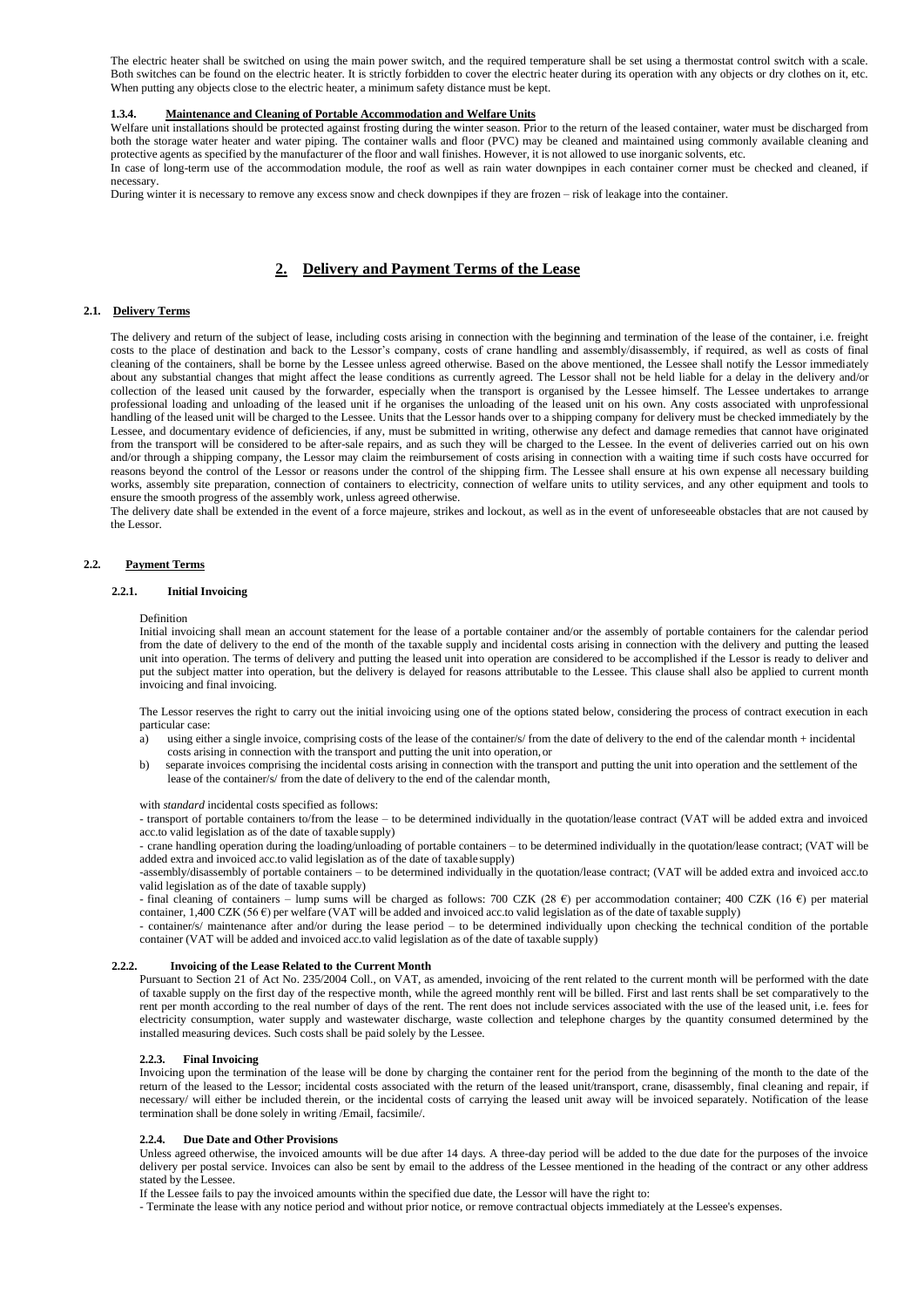The electric heater shall be switched on using the main power switch, and the required temperature shall be set using a thermostat control switch with a scale. Both switches can be found on the electric heater. It is strictly forbidden to cover the electric heater during its operation with any objects or dry clothes on it, etc. When putting any objects close to the electric heater, a minimum safety distance must be kept.

#### 1.3.4. Maintenance and Cleaning of Portable Accommodation and Welfare Units

Welfare unit installations should be protected against frosting during the winter season. Prior to the return of the leased container, water must be discharged from both the storage water heater and water piping. The container walls and floor (PVC) may be cleaned and maintained using commonly available cleaning and protective agents as specified by the manufacturer of the floor and wall finishes. However, it is not allowed to use inorganic solvents, etc.

In case of long-term use of the accommodation module, the roof as well as rain water downpipes in each container corner must be checked and cleaned, if necessary.

During winter it is necessary to remove any excess snow and check downpipes if they are frozen – risk of leakage into the container.

## 2. Delivery and Payment Terms of the Lease

### 2.1. Delivery Terms

The delivery and return of the subject of lease, including costs arising in connection with the beginning and termination of the lease of the container, i.e. freight costs to the place of destination and back to the Lessor's company, costs of crane handling and assembly/disassembly, if required, as well as costs of final cleaning of the containers, shall be borne by the Lessee unless agreed otherwise. Based on the above mentioned, the Lessee shall notify the Lessor immediately about any substantial changes that might affect the lease conditions as currently agreed. The Lessor shall not be held liable for a delay in the delivery and/or collection of the leased unit caused by the forwarder, especially when the transport is organised by the Lessee himself. The Lessee undertakes to arrange professional loading and unloading of the leased unit if he organises the unloading of the leased unit on his own. Any costs associated with unprofessional handling of the leased unit will be charged to the Lessee. Units that the Lessor hands over to a shipping company for delivery must be checked immediately by the Lessee, and documentary evidence of deficiencies, if any, must be submitted in writing, otherwise any defect and damage remedies that cannot have originated from the transport will be considered to be after-sale repairs, and as such they will be charged to the Lessee. In the event of deliveries carried out on his own and/or through a shipping company, the Lessor may claim the reimbursement of costs arising in connection with a waiting time if such costs have occurred for reasons beyond the control of the Lessor or reasons under the control of the shipping firm. The Lessee shall ensure at his own expense all necessary building works, assembly site preparation, connection of containers to electricity, connection of welfare units to utility services, and any other equipment and tools to ensure the smooth progress of the assembly work, unless agreed otherwise.

The delivery date shall be extended in the event of a force majeure, strikes and lockout, as well as in the event of unforeseeable obstacles that are not caused by the Lessor.

### 2.2. Payment Terms

#### 2.2.1. Initial Invoicing

Definition

Initial invoicing shall mean an account statement for the lease of a portable container and/or the assembly of portable containers for the calendar period from the date of delivery to the end of the month of the taxable supply and incidental costs arising in connection with the delivery and putting the leased unit into operation. The terms of delivery and putting the leased unit into operation are considered to be accomplished if the Lessor is ready to deliver and put the subject matter into operation, but the delivery is delayed for reasons attributable to the Lessee. This clause shall also be applied to current month invoicing and final invoicing.

The Lessor reserves the right to carry out the initial invoicing using one of the options stated below, considering the process of contract execution in each particular case:

a) using either a single invoice, comprising costs of the lease of the container/s/ from the date of delivery to the end of the calendar month + incidental costs arising in connection with the transport and putting the unit into operation, or
b) separate invoices comprising the incidental costs arising in connection with the transport and putting the unit into operation and the settlement of the lease of the container/s/ from the date of delivery to the end of the calendar month,

with *standard* incidental costs specified as follows:

- transport of portable containers to/from the lease – to be determined individually in the quotation/lease contract (VAT will be added extra and invoiced acc.to valid legislation as of the date of taxable supply)
- crane handling operation during the loading/unloading of portable containers – to be determined individually in the quotation/lease contract; (VAT will be added extra and invoiced acc.to valid legislation as of the date of taxable supply)
-assembly/disassembly of portable containers – to be determined individually in the quotation/lease contract; (VAT will be added extra and invoiced acc.to valid legislation as of the date of taxable supply)
- final cleaning of containers – lump sums will be charged as follows: 700 CZK (28 €) per accommodation container; 400 CZK (16 €) per material container, 1,400 CZK (56 €) per welfare (VAT will be added and invoiced acc.to valid legislation as of the date of taxable supply)
- container/s/ maintenance after and/or during the lease period – to be determined individually upon checking the technical condition of the portable container (VAT will be added and invoiced acc.to valid legislation as of the date of taxable supply)

#### 2.2.2. Invoicing of the Lease Related to the Current Month

Pursuant to Section 21 of Act No. 235/2004 Coll., on VAT, as amended, invoicing of the rent related to the current month will be performed with the date of taxable supply on the first day of the respective month, while the agreed monthly rent will be billed. First and last rents shall be set comparatively to the rent per month according to the real number of days of the rent. The rent does not include services associated with the use of the leased unit, i.e. fees for electricity consumption, water supply and wastewater discharge, waste collection and telephone charges by the quantity consumed determined by the installed measuring devices. Such costs shall be paid solely by the Lessee.

#### 2.2.3. Final Invoicing

Invoicing upon the termination of the lease will be done by charging the container rent for the period from the beginning of the month to the date of the return of the leased to the Lessor; incidental costs associated with the return of the leased unit/transport, crane, disassembly, final cleaning and repair, if necessary/ will either be included therein, or the incidental costs of carrying the leased unit away will be invoiced separately. Notification of the lease termination shall be done solely in writing /Email, facsimile/.

#### 2.2.4. Due Date and Other Provisions

Unless agreed otherwise, the invoiced amounts will be due after 14 days. A three-day period will be added to the due date for the purposes of the invoice delivery per postal service. Invoices can also be sent by email to the address of the Lessee mentioned in the heading of the contract or any other address stated by the Lessee.

If the Lessee fails to pay the invoiced amounts within the specified due date, the Lessor will have the right to:

- Terminate the lease with any notice period and without prior notice, or remove contractual objects immediately at the Lessee's expenses.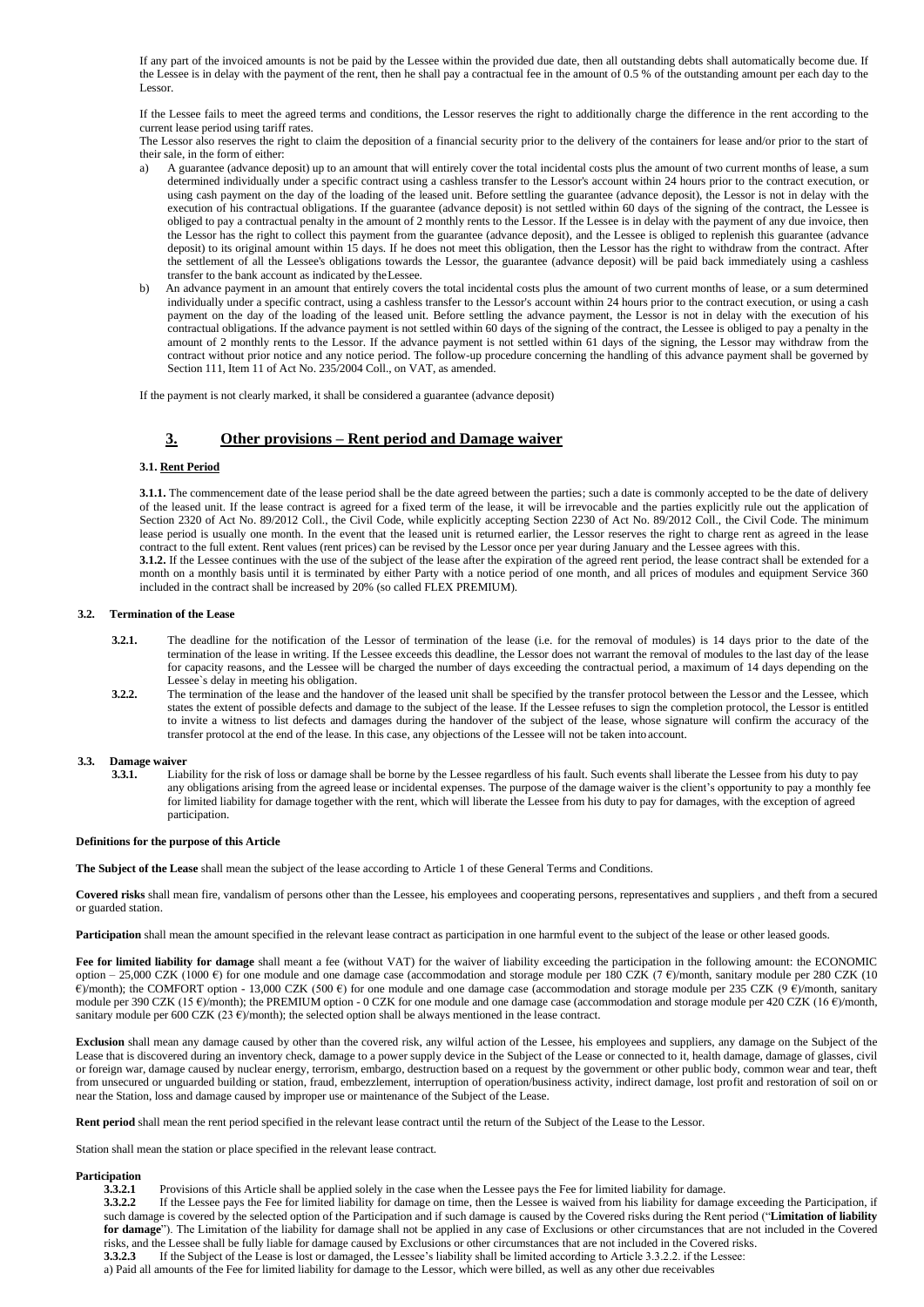If any part of the invoiced amounts is not be paid by the Lessee within the provided due date, then all outstanding debts shall automatically become due. If the Lessee is in delay with the payment of the rent, then he shall pay a contractual fee in the amount of 0.5 % of the outstanding amount per each day to the Lessor.

If the Lessee fails to meet the agreed terms and conditions, the Lessor reserves the right to additionally charge the difference in the rent according to the current lease period using tariff rates.

The Lessor also reserves the right to claim the deposition of a financial security prior to the delivery of the containers for lease and/or prior to the start of their sale, in the form of either:

a) A guarantee (advance deposit) up to an amount that will entirely cover the total incidental costs plus the amount of two current months of lease, a sum determined individually under a specific contract using a cashless transfer to the Lessor's account within 24 hours prior to the contract execution, or using cash payment on the day of the loading of the leased unit. Before settling the guarantee (advance deposit), the Lessor is not in delay with the execution of his contractual obligations. If the guarantee (advance deposit) is not settled within 60 days of the signing of the contract, the Lessee is obliged to pay a contractual penalty in the amount of 2 monthly rents to the Lessor. If the Lessee is in delay with the payment of any due invoice, then the Lessor has the right to collect this payment from the guarantee (advance deposit), and the Lessee is obliged to replenish this guarantee (advance deposit) to its original amount within 15 days. If he does not meet this obligation, then the Lessor has the right to withdraw from the contract. After the settlement of all the Lessee's obligations towards the Lessor, the guarantee (advance deposit) will be paid back immediately using a cashless transfer to the bank account as indicated by the Lessee.

b) An advance payment in an amount that entirely covers the total incidental costs plus the amount of two current months of lease, or a sum determined individually under a specific contract, using a cashless transfer to the Lessor's account within 24 hours prior to the contract execution, or using a cash payment on the day of the loading of the leased unit. Before settling the advance payment, the Lessor is not in delay with the execution of his contractual obligations. If the advance payment is not settled within 60 days of the signing of the contract, the Lessee is obliged to pay a penalty in the amount of 2 monthly rents to the Lessor. If the advance payment is not settled within 61 days of the signing, the Lessor may withdraw from the contract without prior notice and any notice period. The follow-up procedure concerning the handling of this advance payment shall be governed by Section 111, Item 11 of Act No. 235/2004 Coll., on VAT, as amended.

If the payment is not clearly marked, it shall be considered a guarantee (advance deposit)

## 3. Other provisions – Rent period and Damage waiver

### 3.1. Rent Period

**3.1.1.** The commencement date of the lease period shall be the date agreed between the parties; such a date is commonly accepted to be the date of delivery of the leased unit. If the lease contract is agreed for a fixed term of the lease, it will be irrevocable and the parties explicitly rule out the application of Section 2320 of Act No. 89/2012 Coll., the Civil Code, while explicitly accepting Section 2230 of Act No. 89/2012 Coll., the Civil Code. The minimum lease period is usually one month. In the event that the leased unit is returned earlier, the Lessor reserves the right to charge rent as agreed in the lease contract to the full extent. Rent values (rent prices) can be revised by the Lessor once per year during January and the Lessee agrees with this.

**3.1.2.** If the Lessee continues with the use of the subject of the lease after the expiration of the agreed rent period, the lease contract shall be extended for a month on a monthly basis until it is terminated by either Party with a notice period of one month, and all prices of modules and equipment Service 360 included in the contract shall be increased by 20% (so called FLEX PREMIUM).

### 3.2. Termination of the Lease

**3.2.1.** The deadline for the notification of the Lessor of termination of the lease (i.e. for the removal of modules) is 14 days prior to the date of the termination of the lease in writing. If the Lessee exceeds this deadline, the Lessor does not warrant the removal of modules to the last day of the lease for capacity reasons, and the Lessee will be charged the number of days exceeding the contractual period, a maximum of 14 days depending on the Lessee`s delay in meeting his obligation.

**3.2.2.** The termination of the lease and the handover of the leased unit shall be specified by the transfer protocol between the Lessor and the Lessee, which states the extent of possible defects and damage to the subject of the lease. If the Lessee refuses to sign the completion protocol, the Lessor is entitled to invite a witness to list defects and damages during the handover of the subject of the lease, whose signature will confirm the accuracy of the transfer protocol at the end of the lease. In this case, any objections of the Lessee will not be taken into account.

### 3.3. Damage waiver

**3.3.1.** Liability for the risk of loss or damage shall be borne by the Lessee regardless of his fault. Such events shall liberate the Lessee from his duty to pay any obligations arising from the agreed lease or incidental expenses. The purpose of the damage waiver is the client's opportunity to pay a monthly fee for limited liability for damage together with the rent, which will liberate the Lessee from his duty to pay for damages, with the exception of agreed participation.

**Definitions for the purpose of this Article**

**The Subject of the Lease** shall mean the subject of the lease according to Article 1 of these General Terms and Conditions.

**Covered risks** shall mean fire, vandalism of persons other than the Lessee, his employees and cooperating persons, representatives and suppliers , and theft from a secured or guarded station.

**Participation** shall mean the amount specified in the relevant lease contract as participation in one harmful event to the subject of the lease or other leased goods.

**Fee for limited liability for damage** shall meant a fee (without VAT) for the waiver of liability exceeding the participation in the following amount: the ECONOMIC option – 25,000 CZK (1000 €) for one module and one damage case (accommodation and storage module per 180 CZK (7 €)/month, sanitary module per 280 CZK (10 €)/month); the COMFORT option - 13,000 CZK (500 €) for one module and one damage case (accommodation and storage module per 235 CZK (9 €)/month, sanitary module per 390 CZK (15 €)/month); the PREMIUM option - 0 CZK for one module and one damage case (accommodation and storage module per 420 CZK (16 €)/month, sanitary module per 600 CZK (23 €)/month); the selected option shall be always mentioned in the lease contract.

**Exclusion** shall mean any damage caused by other than the covered risk, any wilful action of the Lessee, his employees and suppliers, any damage on the Subject of the Lease that is discovered during an inventory check, damage to a power supply device in the Subject of the Lease or connected to it, health damage, damage of glasses, civil or foreign war, damage caused by nuclear energy, terrorism, embargo, destruction based on a request by the government or other public body, common wear and tear, theft from unsecured or unguarded building or station, fraud, embezzlement, interruption of operation/business activity, indirect damage, lost profit and restoration of soil on or near the Station, loss and damage caused by improper use or maintenance of the Subject of the Lease.

**Rent period** shall mean the rent period specified in the relevant lease contract until the return of the Subject of the Lease to the Lessor.

Station shall mean the station or place specified in the relevant lease contract.

**Participation**

**3.3.2.1** Provisions of this Article shall be applied solely in the case when the Lessee pays the Fee for limited liability for damage.

**3.3.2.2** If the Lessee pays the Fee for limited liability for damage on time, then the Lessee is waived from his liability for damage exceeding the Participation, if such damage is covered by the selected option of the Participation and if such damage is caused by the Covered risks during the Rent period ("**Limitation of liability for damage**"). The Limitation of the liability for damage shall not be applied in any case of Exclusions or other circumstances that are not included in the Covered risks, and the Lessee shall be fully liable for damage caused by Exclusions or other circumstances that are not included in the Covered risks.

**3.3.2.3** If the Subject of the Lease is lost or damaged, the Lessee's liability shall be limited according to Article 3.3.2.2. if the Lessee:

a) Paid all amounts of the Fee for limited liability for damage to the Lessor, which were billed, as well as any other due receivables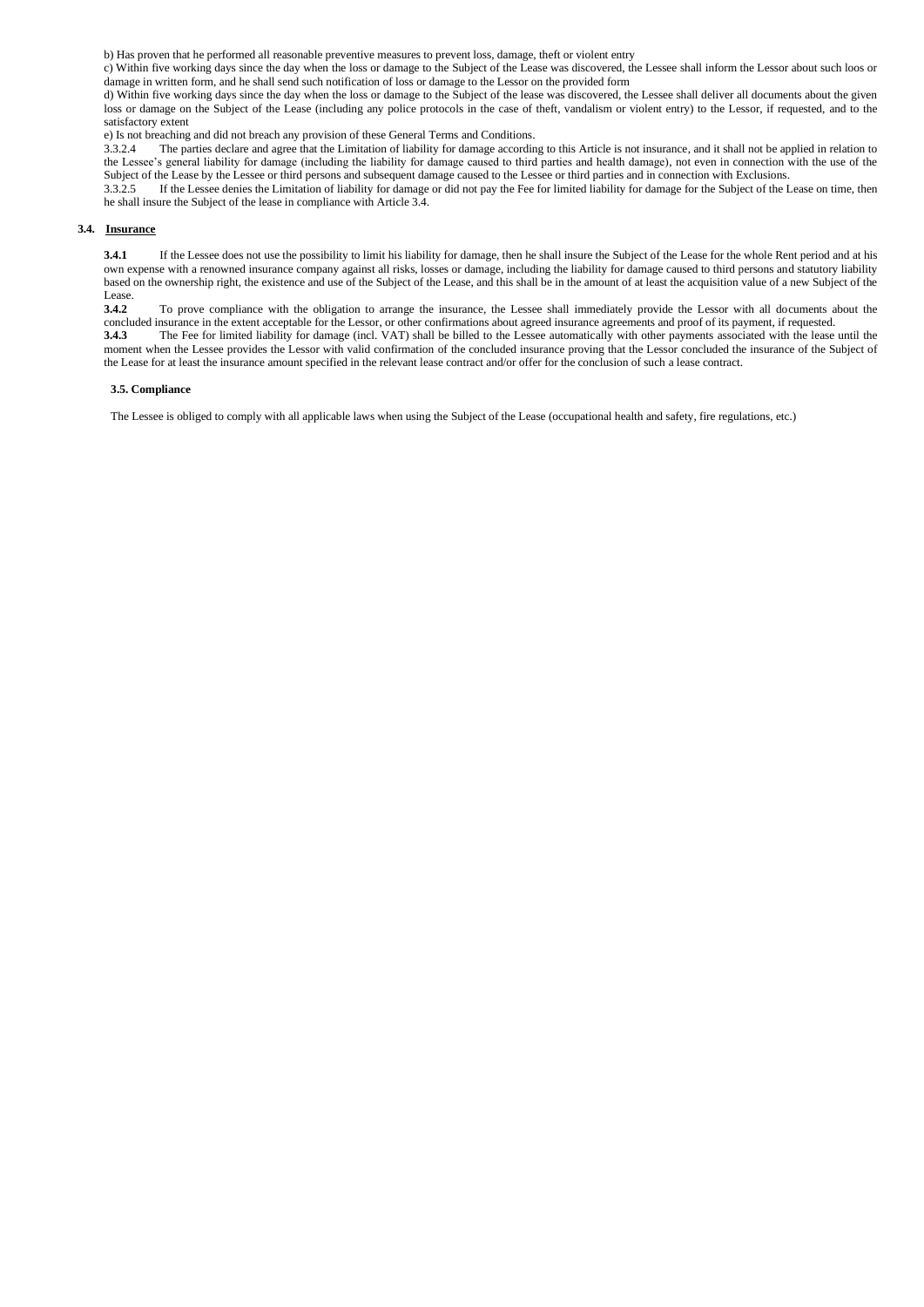b) Has proven that he performed all reasonable preventive measures to prevent loss, damage, theft or violent entry

c) Within five working days since the day when the loss or damage to the Subject of the Lease was discovered, the Lessee shall inform the Lessor about such loos or damage in written form, and he shall send such notification of loss or damage to the Lessor on the provided form

d) Within five working days since the day when the loss or damage to the Subject of the lease was discovered, the Lessee shall deliver all documents about the given loss or damage on the Subject of the Lease (including any police protocols in the case of theft, vandalism or violent entry) to the Lessor, if requested, and to the satisfactory extent

e) Is not breaching and did not breach any provision of these General Terms and Conditions.

3.3.2.4 The parties declare and agree that the Limitation of liability for damage according to this Article is not insurance, and it shall not be applied in relation to the Lessee's general liability for damage (including the liability for damage caused to third parties and health damage), not even in connection with the use of the Subject of the Lease by the Lessee or third persons and subsequent damage caused to the Lessee or third parties and in connection with Exclusions.

3.3.2.5 If the Lessee denies the Limitation of liability for damage or did not pay the Fee for limited liability for damage for the Subject of the Lease on time, then he shall insure the Subject of the lease in compliance with Article 3.4.

### 3.4. Insurance

**3.4.1** If the Lessee does not use the possibility to limit his liability for damage, then he shall insure the Subject of the Lease for the whole Rent period and at his own expense with a renowned insurance company against all risks, losses or damage, including the liability for damage caused to third persons and statutory liability based on the ownership right, the existence and use of the Subject of the Lease, and this shall be in the amount of at least the acquisition value of a new Subject of the Lease.

**3.4.2** To prove compliance with the obligation to arrange the insurance, the Lessee shall immediately provide the Lessor with all documents about the concluded insurance in the extent acceptable for the Lessor, or other confirmations about agreed insurance agreements and proof of its payment, if requested.

**3.4.3** The Fee for limited liability for damage (incl. VAT) shall be billed to the Lessee automatically with other payments associated with the lease until the moment when the Lessee provides the Lessor with valid confirmation of the concluded insurance proving that the Lessor concluded the insurance of the Subject of the Lease for at least the insurance amount specified in the relevant lease contract and/or offer for the conclusion of such a lease contract.

### 3.5. Compliance

The Lessee is obliged to comply with all applicable laws when using the Subject of the Lease (occupational health and safety, fire regulations, etc.)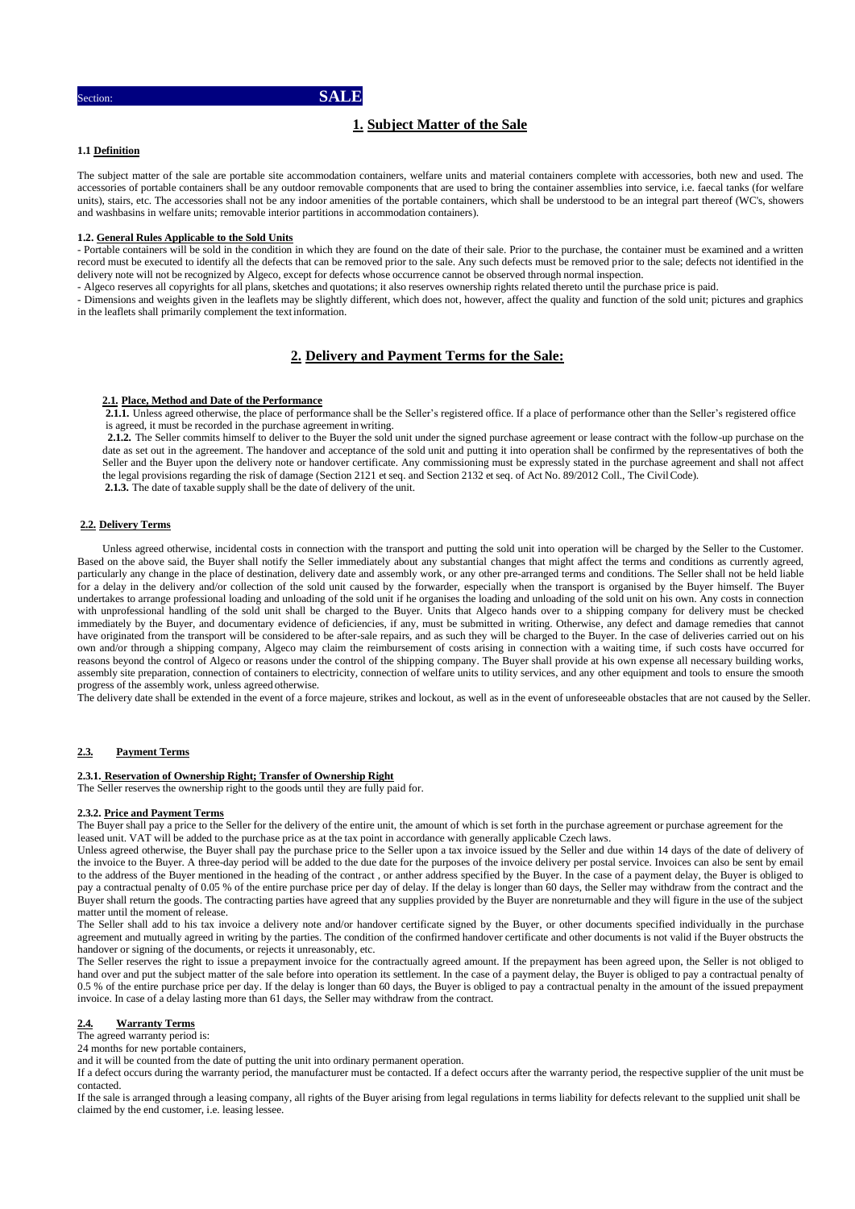Section: **SALE**

## 1. Subject Matter of the Sale

### 1.1 Definition

The subject matter of the sale are portable site accommodation containers, welfare units and material containers complete with accessories, both new and used. The accessories of portable containers shall be any outdoor removable components that are used to bring the container assemblies into service, i.e. faecal tanks (for welfare units), stairs, etc. The accessories shall not be any indoor amenities of the portable containers, which shall be understood to be an integral part thereof (WC's, showers and washbasins in welfare units; removable interior partitions in accommodation containers).

### 1.2. General Rules Applicable to the Sold Units

- Portable containers will be sold in the condition in which they are found on the date of their sale. Prior to the purchase, the container must be examined and a written record must be executed to identify all the defects that can be removed prior to the sale. Any such defects must be removed prior to the sale; defects not identified in the delivery note will not be recognized by Algeco, except for defects whose occurrence cannot be observed through normal inspection.
- Algeco reserves all copyrights for all plans, sketches and quotations; it also reserves ownership rights related thereto until the purchase price is paid.
- Dimensions and weights given in the leaflets may be slightly different, which does not, however, affect the quality and function of the sold unit; pictures and graphics in the leaflets shall primarily complement the text information.

## 2. Delivery and Payment Terms for the Sale:

### 2.1. Place, Method and Date of the Performance

**2.1.1.** Unless agreed otherwise, the place of performance shall be the Seller's registered office. If a place of performance other than the Seller's registered office is agreed, it must be recorded in the purchase agreement in writing.

**2.1.2.** The Seller commits himself to deliver to the Buyer the sold unit under the signed purchase agreement or lease contract with the follow-up purchase on the date as set out in the agreement. The handover and acceptance of the sold unit and putting it into operation shall be confirmed by the representatives of both the Seller and the Buyer upon the delivery note or handover certificate. Any commissioning must be expressly stated in the purchase agreement and shall not affect the legal provisions regarding the risk of damage (Section 2121 et seq. and Section 2132 et seq. of Act No. 89/2012 Coll., The Civil Code).

**2.1.3.** The date of taxable supply shall be the date of delivery of the unit.

### 2.2. Delivery Terms

Unless agreed otherwise, incidental costs in connection with the transport and putting the sold unit into operation will be charged by the Seller to the Customer. Based on the above said, the Buyer shall notify the Seller immediately about any substantial changes that might affect the terms and conditions as currently agreed, particularly any change in the place of destination, delivery date and assembly work, or any other pre-arranged terms and conditions. The Seller shall not be held liable for a delay in the delivery and/or collection of the sold unit caused by the forwarder, especially when the transport is organised by the Buyer himself. The Buyer undertakes to arrange professional loading and unloading of the sold unit if he organises the loading and unloading of the sold unit on his own. Any costs in connection with unprofessional handling of the sold unit shall be charged to the Buyer. Units that Algeco hands over to a shipping company for delivery must be checked immediately by the Buyer, and documentary evidence of deficiencies, if any, must be submitted in writing. Otherwise, any defect and damage remedies that cannot have originated from the transport will be considered to be after-sale repairs, and as such they will be charged to the Buyer. In the case of deliveries carried out on his own and/or through a shipping company, Algeco may claim the reimbursement of costs arising in connection with a waiting time, if such costs have occurred for reasons beyond the control of Algeco or reasons under the control of the shipping company. The Buyer shall provide at his own expense all necessary building works, assembly site preparation, connection of containers to electricity, connection of welfare units to utility services, and any other equipment and tools to ensure the smooth progress of the assembly work, unless agreed otherwise.

The delivery date shall be extended in the event of a force majeure, strikes and lockout, as well as in the event of unforeseeable obstacles that are not caused by the Seller.

### 2.3. Payment Terms

#### 2.3.1. Reservation of Ownership Right; Transfer of Ownership Right

The Seller reserves the ownership right to the goods until they are fully paid for.

#### 2.3.2. Price and Payment Terms

The Buyer shall pay a price to the Seller for the delivery of the entire unit, the amount of which is set forth in the purchase agreement or purchase agreement for the leased unit. VAT will be added to the purchase price as at the tax point in accordance with generally applicable Czech laws.

Unless agreed otherwise, the Buyer shall pay the purchase price to the Seller upon a tax invoice issued by the Seller and due within 14 days of the date of delivery of the invoice to the Buyer. A three-day period will be added to the due date for the purposes of the invoice delivery per postal service. Invoices can also be sent by email to the address of the Buyer mentioned in the heading of the contract , or anther address specified by the Buyer. In the case of a payment delay, the Buyer is obliged to pay a contractual penalty of 0.05 % of the entire purchase price per day of delay. If the delay is longer than 60 days, the Seller may withdraw from the contract and the Buyer shall return the goods. The contracting parties have agreed that any supplies provided by the Buyer are nonreturnable and they will figure in the use of the subject matter until the moment of release.

The Seller shall add to his tax invoice a delivery note and/or handover certificate signed by the Buyer, or other documents specified individually in the purchase agreement and mutually agreed in writing by the parties. The condition of the confirmed handover certificate and other documents is not valid if the Buyer obstructs the handover or signing of the documents, or rejects it unreasonably, etc.

The Seller reserves the right to issue a prepayment invoice for the contractually agreed amount. If the prepayment has been agreed upon, the Seller is not obliged to hand over and put the subject matter of the sale before into operation its settlement. In the case of a payment delay, the Buyer is obliged to pay a contractual penalty of 0.5 % of the entire purchase price per day. If the delay is longer than 60 days, the Buyer is obliged to pay a contractual penalty in the amount of the issued prepayment invoice. In case of a delay lasting more than 61 days, the Seller may withdraw from the contract.

### 2.4. Warranty Terms

The agreed warranty period is:

24 months for new portable containers,

and it will be counted from the date of putting the unit into ordinary permanent operation.

If a defect occurs during the warranty period, the manufacturer must be contacted. If a defect occurs after the warranty period, the respective supplier of the unit must be contacted.

If the sale is arranged through a leasing company, all rights of the Buyer arising from legal regulations in terms liability for defects relevant to the supplied unit shall be claimed by the end customer, i.e. leasing lessee.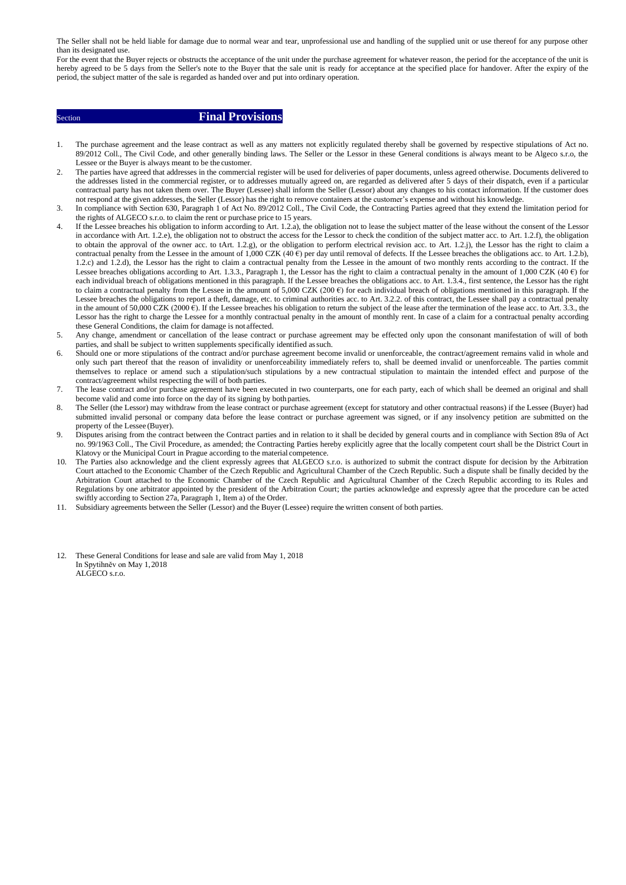The Seller shall not be held liable for damage due to normal wear and tear, unprofessional use and handling of the supplied unit or use thereof for any purpose other than its designated use.

For the event that the Buyer rejects or obstructs the acceptance of the unit under the purchase agreement for whatever reason, the period for the acceptance of the unit is hereby agreed to be 5 days from the Seller's note to the Buyer that the sale unit is ready for acceptance at the specified place for handover. After the expiry of the period, the subject matter of the sale is regarded as handed over and put into ordinary operation.

## Section **Final Provisions**

1. The purchase agreement and the lease contract as well as any matters not explicitly regulated thereby shall be governed by respective stipulations of Act no. 89/2012 Coll., The Civil Code, and other generally binding laws. The Seller or the Lessor in these General conditions is always meant to be Algeco s.r.o, the Lessee or the Buyer is always meant to be the customer.
2. The parties have agreed that addresses in the commercial register will be used for deliveries of paper documents, unless agreed otherwise. Documents delivered to the addresses listed in the commercial register, or to addresses mutually agreed on, are regarded as delivered after 5 days of their dispatch, even if a particular contractual party has not taken them over. The Buyer (Lessee) shall inform the Seller (Lessor) about any changes to his contact information. If the customer does not respond at the given addresses, the Seller (Lessor) has the right to remove containers at the customer's expense and without his knowledge.
3. In compliance with Section 630, Paragraph 1 of Act No. 89/2012 Coll., The Civil Code, the Contracting Parties agreed that they extend the limitation period for the rights of ALGECO s.r.o. to claim the rent or purchase price to 15 years.
4. If the Lessee breaches his obligation to inform according to Art. 1.2.a), the obligation not to lease the subject matter of the lease without the consent of the Lessor in accordance with Art. 1.2.e), the obligation not to obstruct the access for the Lessor to check the condition of the subject matter acc. to Art. 1.2.f), the obligation to obtain the approval of the owner acc. to tArt. 1.2.g), or the obligation to perform electrical revision acc. to Art. 1.2.j), the Lessor has the right to claim a contractual penalty from the Lessee in the amount of 1,000 CZK (40 €) per day until removal of defects. If the Lessee breaches the obligations acc. to Art. 1.2.b), 1.2.c) and 1.2.d), the Lessor has the right to claim a contractual penalty from the Lessee in the amount of two monthly rents according to the contract. If the Lessee breaches obligations according to Art. 1.3.3., Paragraph 1, the Lessor has the right to claim a contractual penalty in the amount of 1,000 CZK (40 €) for each individual breach of obligations mentioned in this paragraph. If the Lessee breaches the obligations acc. to Art. 1.3.4., first sentence, the Lessor has the right to claim a contractual penalty from the Lessee in the amount of 5,000 CZK (200 €) for each individual breach of obligations mentioned in this paragraph. If the Lessee breaches the obligations to report a theft, damage, etc. to criminal authorities acc. to Art. 3.2.2. of this contract, the Lessee shall pay a contractual penalty in the amount of 50,000 CZK (2000 €). If the Lessee breaches his obligation to return the subject of the lease after the termination of the lease acc. to Art. 3.3., the Lessor has the right to charge the Lessee for a monthly contractual penalty in the amount of monthly rent. In case of a claim for a contractual penalty according these General Conditions, the claim for damage is not affected.
5. Any change, amendment or cancellation of the lease contract or purchase agreement may be effected only upon the consonant manifestation of will of both parties, and shall be subject to written supplements specifically identified as such.
6. Should one or more stipulations of the contract and/or purchase agreement become invalid or unenforceable, the contract/agreement remains valid in whole and only such part thereof that the reason of invalidity or unenforceability immediately refers to, shall be deemed invalid or unenforceable. The parties commit themselves to replace or amend such a stipulation/such stipulations by a new contractual stipulation to maintain the intended effect and purpose of the contract/agreement whilst respecting the will of both parties.
7. The lease contract and/or purchase agreement have been executed in two counterparts, one for each party, each of which shall be deemed an original and shall become valid and come into force on the day of its signing by both parties.
8. The Seller (the Lessor) may withdraw from the lease contract or purchase agreement (except for statutory and other contractual reasons) if the Lessee (Buyer) had submitted invalid personal or company data before the lease contract or purchase agreement was signed, or if any insolvency petition are submitted on the property of the Lessee (Buyer).
9. Disputes arising from the contract between the Contract parties and in relation to it shall be decided by general courts and in compliance with Section 89a of Act no. 99/1963 Coll., The Civil Procedure, as amended; the Contracting Parties hereby explicitly agree that the locally competent court shall be the District Court in Klatovy or the Municipal Court in Prague according to the material competence.
10. The Parties also acknowledge and the client expressly agrees that ALGECO s.r.o. is authorized to submit the contract dispute for decision by the Arbitration Court attached to the Economic Chamber of the Czech Republic and Agricultural Chamber of the Czech Republic. Such a dispute shall be finally decided by the Arbitration Court attached to the Economic Chamber of the Czech Republic and Agricultural Chamber of the Czech Republic according to its Rules and Regulations by one arbitrator appointed by the president of the Arbitration Court; the parties acknowledge and expressly agree that the procedure can be acted swiftly according to Section 27a, Paragraph 1, Item a) of the Order.
11. Subsidiary agreements between the Seller (Lessor) and the Buyer (Lessee) require the written consent of both parties.

12. These General Conditions for lease and sale are valid from May 1, 2018
 In Spytihněv on May 1, 2018
 ALGECO s.r.o.